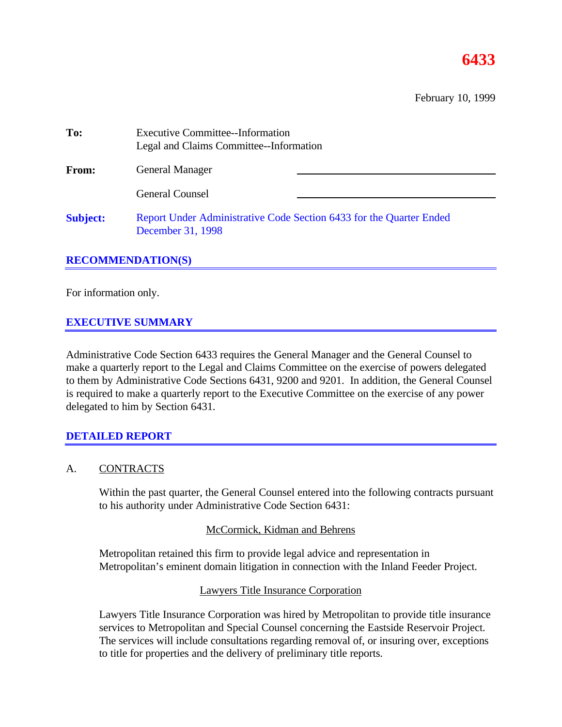**6433**

February 10, 1999

**To:** Executive Committee--Information
Legal and Claims Committee--Information

**From:** General Manager ______________________

General Counsel ______________________

**Subject:** Report Under Administrative Code Section 6433 for the Quarter Ended December 31, 1998

## RECOMMENDATION(S)

For information only.

## EXECUTIVE SUMMARY

Administrative Code Section 6433 requires the General Manager and the General Counsel to make a quarterly report to the Legal and Claims Committee on the exercise of powers delegated to them by Administrative Code Sections 6431, 9200 and 9201. In addition, the General Counsel is required to make a quarterly report to the Executive Committee on the exercise of any power delegated to him by Section 6431.

## DETAILED REPORT

A. CONTRACTS

Within the past quarter, the General Counsel entered into the following contracts pursuant to his authority under Administrative Code Section 6431:

McCormick, Kidman and Behrens

Metropolitan retained this firm to provide legal advice and representation in Metropolitan's eminent domain litigation in connection with the Inland Feeder Project.

Lawyers Title Insurance Corporation

Lawyers Title Insurance Corporation was hired by Metropolitan to provide title insurance services to Metropolitan and Special Counsel concerning the Eastside Reservoir Project. The services will include consultations regarding removal of, or insuring over, exceptions to title for properties and the delivery of preliminary title reports.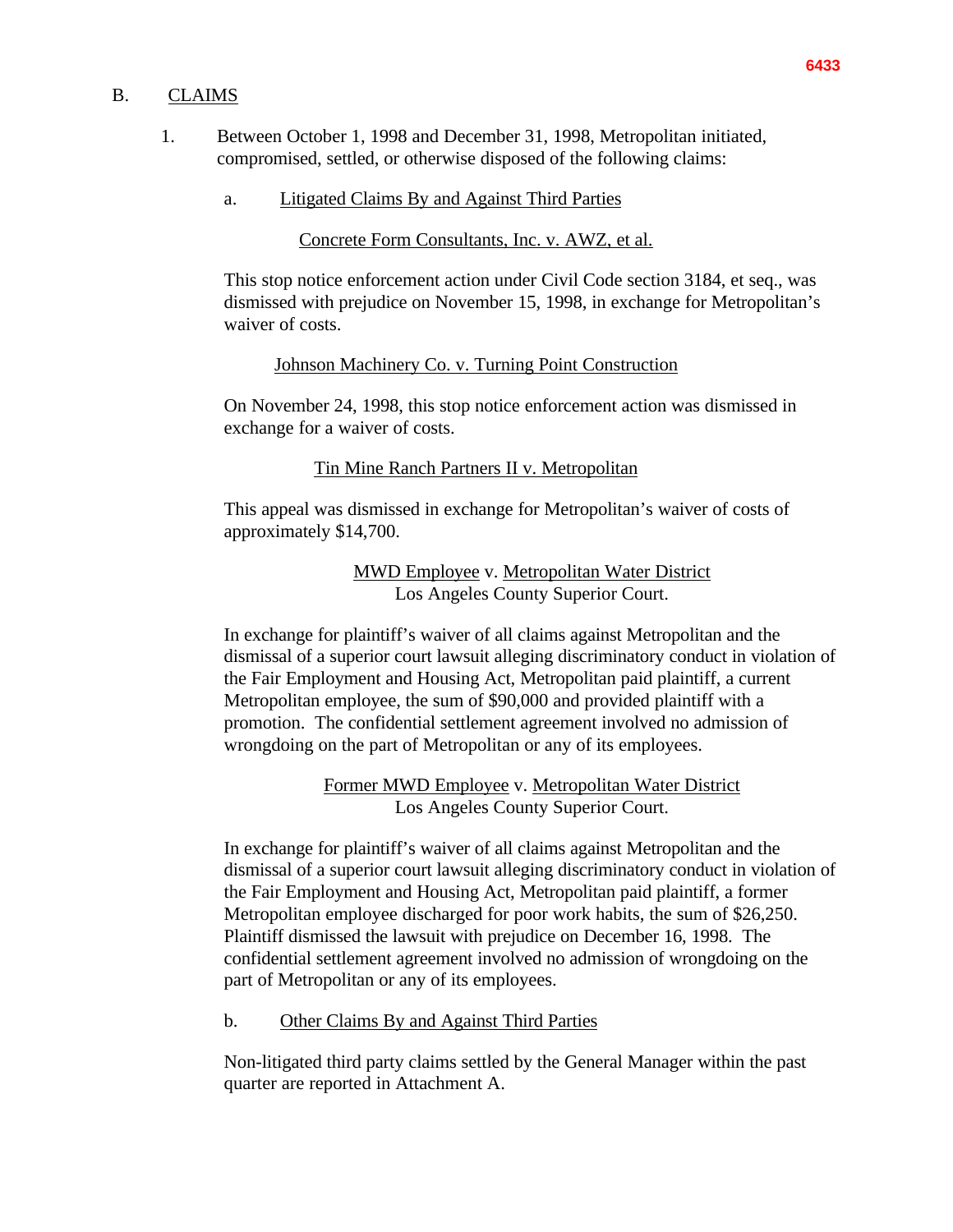## B. CLAIMS

1. Between October 1, 1998 and December 31, 1998, Metropolitan initiated, compromised, settled, or otherwise disposed of the following claims:

   a. Litigated Claims By and Against Third Parties

   Concrete Form Consultants, Inc. v. AWZ, et al.

   This stop notice enforcement action under Civil Code section 3184, et seq., was dismissed with prejudice on November 15, 1998, in exchange for Metropolitan's waiver of costs.

   Johnson Machinery Co. v. Turning Point Construction

   On November 24, 1998, this stop notice enforcement action was dismissed in exchange for a waiver of costs.

   Tin Mine Ranch Partners II v. Metropolitan

   This appeal was dismissed in exchange for Metropolitan's waiver of costs of approximately $14,700.

   MWD Employee v. Metropolitan Water District
   Los Angeles County Superior Court.

   In exchange for plaintiff's waiver of all claims against Metropolitan and the dismissal of a superior court lawsuit alleging discriminatory conduct in violation of the Fair Employment and Housing Act, Metropolitan paid plaintiff, a current Metropolitan employee, the sum of $90,000 and provided plaintiff with a promotion. The confidential settlement agreement involved no admission of wrongdoing on the part of Metropolitan or any of its employees.

   Former MWD Employee v. Metropolitan Water District
   Los Angeles County Superior Court.

   In exchange for plaintiff's waiver of all claims against Metropolitan and the dismissal of a superior court lawsuit alleging discriminatory conduct in violation of the Fair Employment and Housing Act, Metropolitan paid plaintiff, a former Metropolitan employee discharged for poor work habits, the sum of $26,250. Plaintiff dismissed the lawsuit with prejudice on December 16, 1998. The confidential settlement agreement involved no admission of wrongdoing on the part of Metropolitan or any of its employees.

   b. Other Claims By and Against Third Parties

   Non-litigated third party claims settled by the General Manager within the past quarter are reported in Attachment A.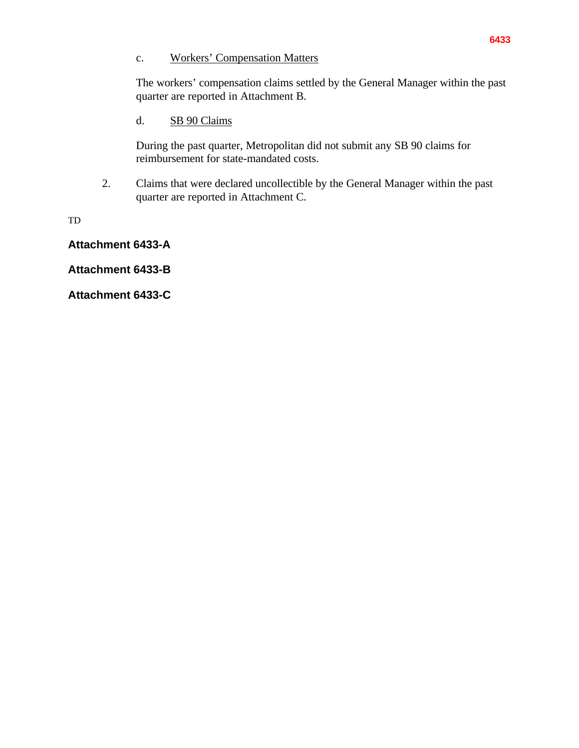c. Workers’ Compensation Matters

The workers’ compensation claims settled by the General Manager within the past quarter are reported in Attachment B.

d. SB 90 Claims

During the past quarter, Metropolitan did not submit any SB 90 claims for reimbursement for state-mandated costs.

2. Claims that were declared uncollectible by the General Manager within the past quarter are reported in Attachment C.

TD

**Attachment 6433-A**

**Attachment 6433-B**

**Attachment 6433-C**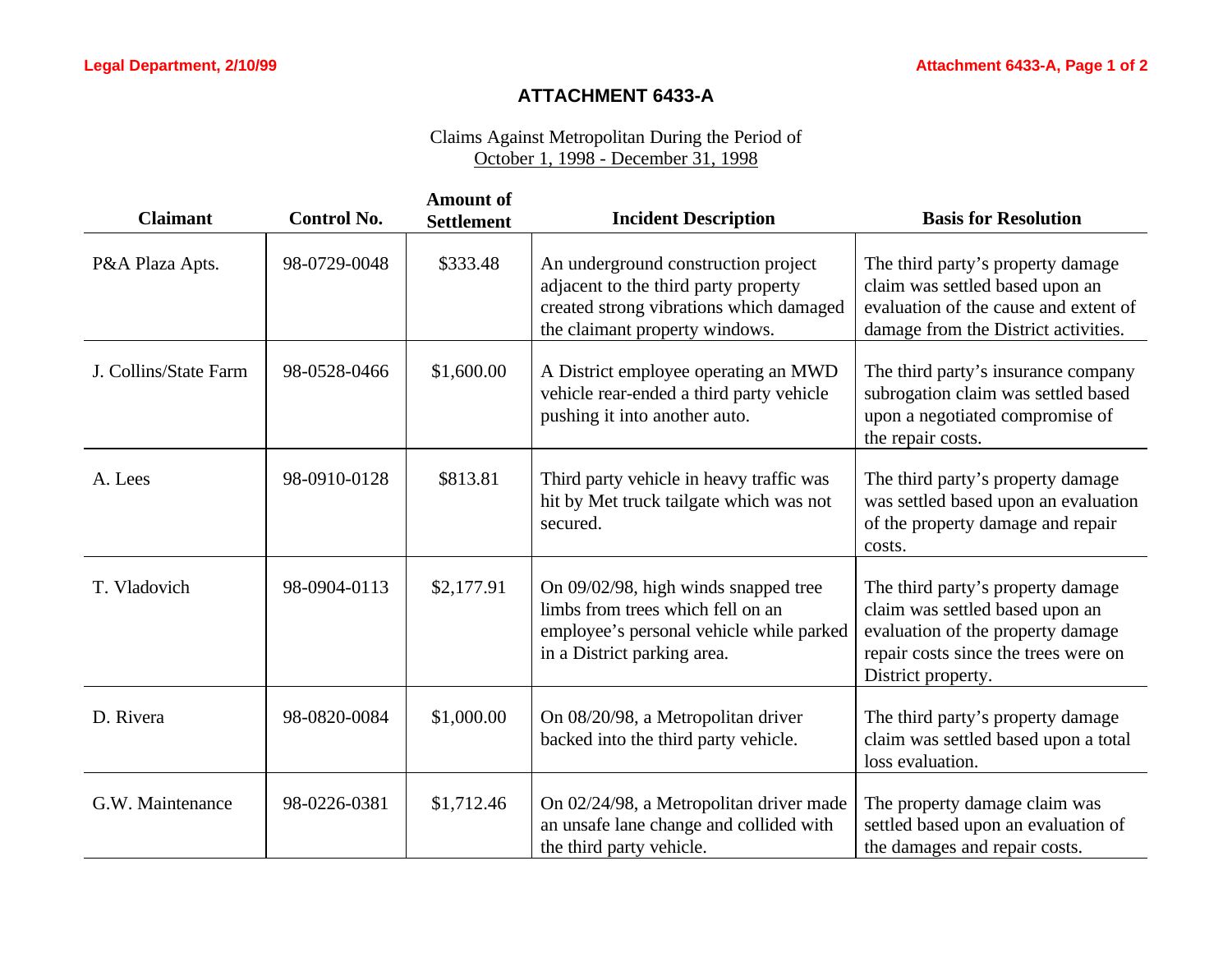# ATTACHMENT 6433-A

Claims Against Metropolitan During the Period of
October 1, 1998 - December 31, 1998

| Claimant | Control No. | Amount of Settlement | Incident Description | Basis for Resolution |
|---|---|---|---|---|
| P&A Plaza Apts. | 98-0729-0048 | $333.48 | An underground construction project adjacent to the third party property created strong vibrations which damaged the claimant property windows. | The third party's property damage claim was settled based upon an evaluation of the cause and extent of damage from the District activities. |
| J. Collins/State Farm | 98-0528-0466 | $1,600.00 | A District employee operating an MWD vehicle rear-ended a third party vehicle pushing it into another auto. | The third party's insurance company subrogation claim was settled based upon a negotiated compromise of the repair costs. |
| A. Lees | 98-0910-0128 | $813.81 | Third party vehicle in heavy traffic was hit by Met truck tailgate which was not secured. | The third party's property damage was settled based upon an evaluation of the property damage and repair costs. |
| T. Vladovich | 98-0904-0113 | $2,177.91 | On 09/02/98, high winds snapped tree limbs from trees which fell on an employee's personal vehicle while parked in a District parking area. | The third party's property damage claim was settled based upon an evaluation of the property damage repair costs since the trees were on District property. |
| D. Rivera | 98-0820-0084 | $1,000.00 | On 08/20/98, a Metropolitan driver backed into the third party vehicle. | The third party's property damage claim was settled based upon a total loss evaluation. |
| G.W. Maintenance | 98-0226-0381 | $1,712.46 | On 02/24/98, a Metropolitan driver made an unsafe lane change and collided with the third party vehicle. | The property damage claim was settled based upon an evaluation of the damages and repair costs. |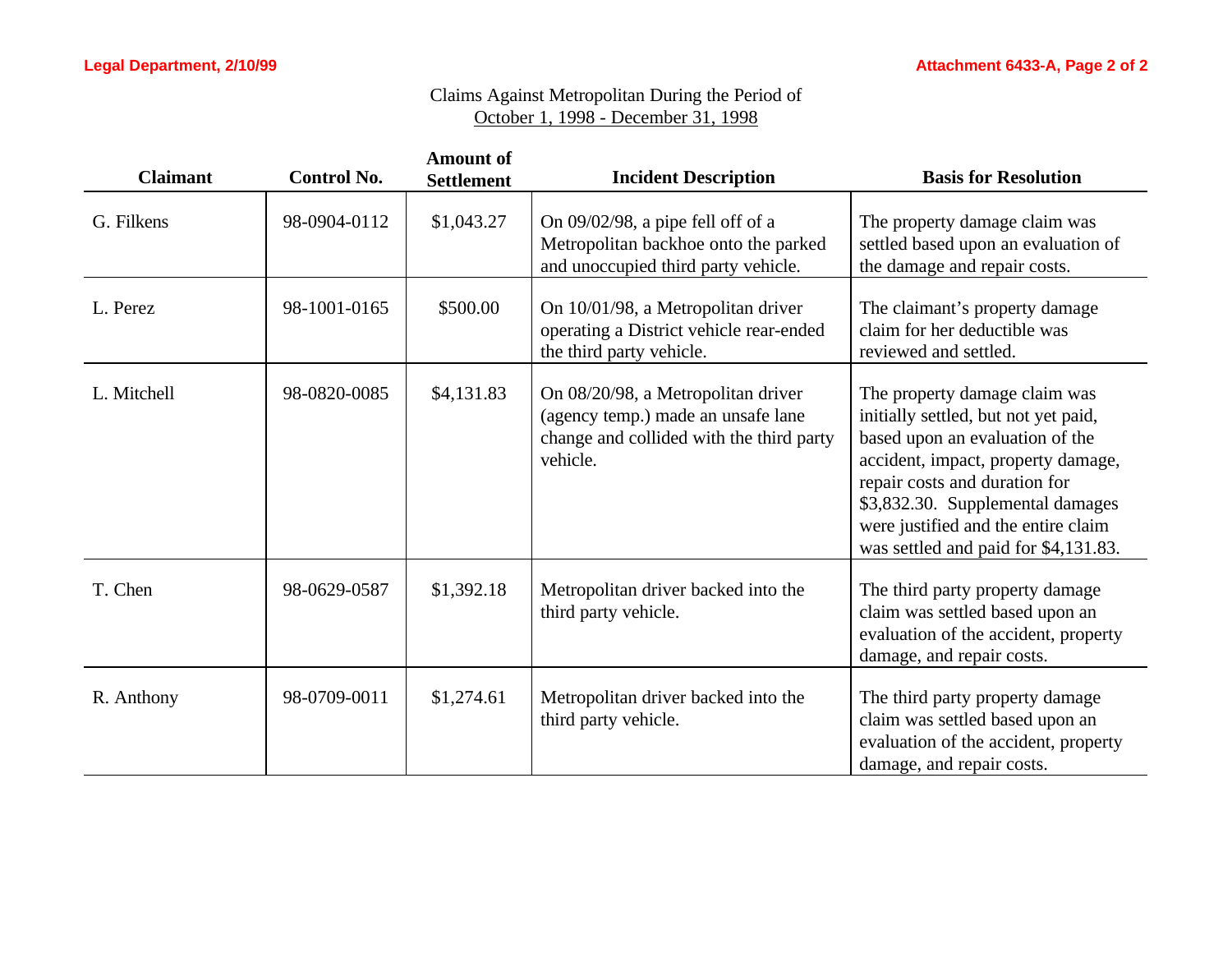Claims Against Metropolitan During the Period of
October 1, 1998 - December 31, 1998

| Claimant | Control No. | Amount of Settlement | Incident Description | Basis for Resolution |
|---|---|---|---|---|
| G. Filkens | 98-0904-0112 | $1,043.27 | On 09/02/98, a pipe fell off of a Metropolitan backhoe onto the parked and unoccupied third party vehicle. | The property damage claim was settled based upon an evaluation of the damage and repair costs. |
| L. Perez | 98-1001-0165 | $500.00 | On 10/01/98, a Metropolitan driver operating a District vehicle rear-ended the third party vehicle. | The claimant's property damage claim for her deductible was reviewed and settled. |
| L. Mitchell | 98-0820-0085 | $4,131.83 | On 08/20/98, a Metropolitan driver (agency temp.) made an unsafe lane change and collided with the third party vehicle. | The property damage claim was initially settled, but not yet paid, based upon an evaluation of the accident, impact, property damage, repair costs and duration for $3,832.30. Supplemental damages were justified and the entire claim was settled and paid for $4,131.83. |
| T. Chen | 98-0629-0587 | $1,392.18 | Metropolitan driver backed into the third party vehicle. | The third party property damage claim was settled based upon an evaluation of the accident, property damage, and repair costs. |
| R. Anthony | 98-0709-0011 | $1,274.61 | Metropolitan driver backed into the third party vehicle. | The third party property damage claim was settled based upon an evaluation of the accident, property damage, and repair costs. |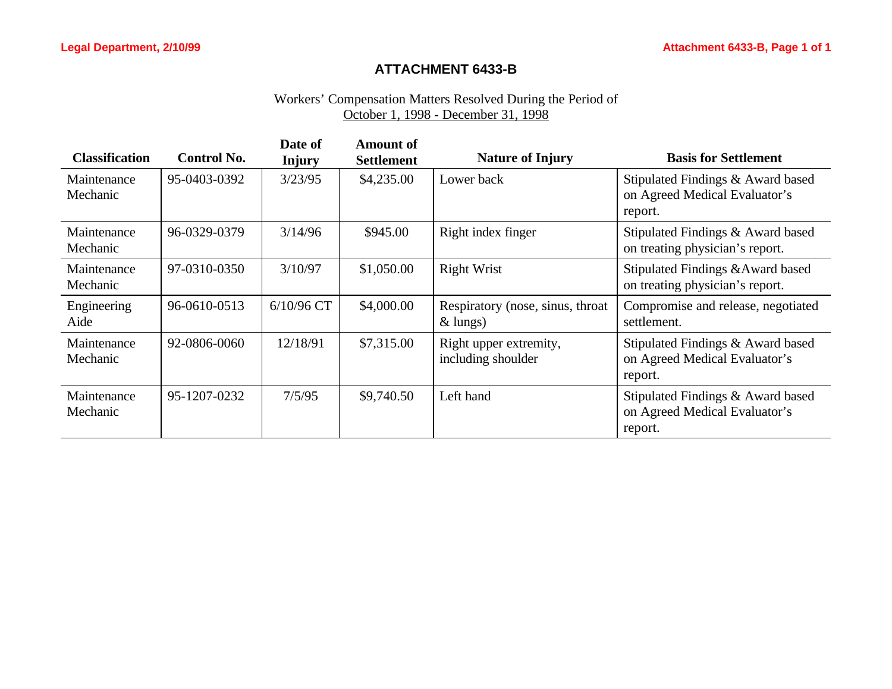# ATTACHMENT 6433-B

Workers' Compensation Matters Resolved During the Period of
October 1, 1998 - December 31, 1998

| Classification | Control No. | Date of Injury | Amount of Settlement | Nature of Injury | Basis for Settlement |
|---|---|---|---|---|---|
| Maintenance Mechanic | 95-0403-0392 | 3/23/95 | $4,235.00 | Lower back | Stipulated Findings & Award based on Agreed Medical Evaluator's report. |
| Maintenance Mechanic | 96-0329-0379 | 3/14/96 | $945.00 | Right index finger | Stipulated Findings & Award based on treating physician's report. |
| Maintenance Mechanic | 97-0310-0350 | 3/10/97 | $1,050.00 | Right Wrist | Stipulated Findings &Award based on treating physician's report. |
| Engineering Aide | 96-0610-0513 | 6/10/96 CT | $4,000.00 | Respiratory (nose, sinus, throat & lungs) | Compromise and release, negotiated settlement. |
| Maintenance Mechanic | 92-0806-0060 | 12/18/91 | $7,315.00 | Right upper extremity, including shoulder | Stipulated Findings & Award based on Agreed Medical Evaluator's report. |
| Maintenance Mechanic | 95-1207-0232 | 7/5/95 | $9,740.50 | Left hand | Stipulated Findings & Award based on Agreed Medical Evaluator's report. |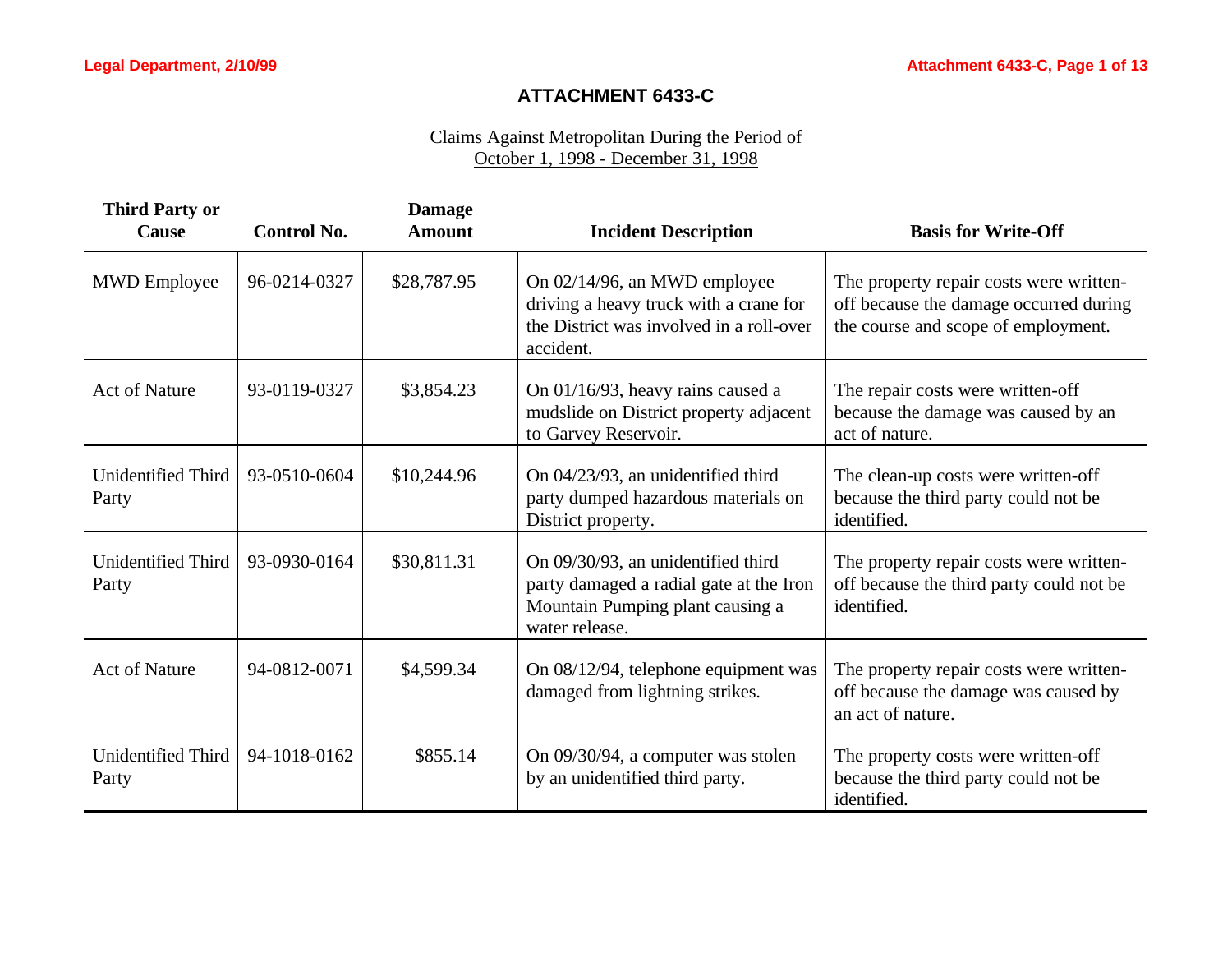## ATTACHMENT 6433-C

Claims Against Metropolitan During the Period of
October 1, 1998 - December 31, 1998

| Third Party or Cause | Control No. | Damage Amount | Incident Description | Basis for Write-Off |
|---|---|---|---|---|
| MWD Employee | 96-0214-0327 | $28,787.95 | On 02/14/96, an MWD employee driving a heavy truck with a crane for the District was involved in a roll-over accident. | The property repair costs were written-off because the damage occurred during the course and scope of employment. |
| Act of Nature | 93-0119-0327 | $3,854.23 | On 01/16/93, heavy rains caused a mudslide on District property adjacent to Garvey Reservoir. | The repair costs were written-off because the damage was caused by an act of nature. |
| Unidentified Third Party | 93-0510-0604 | $10,244.96 | On 04/23/93, an unidentified third party dumped hazardous materials on District property. | The clean-up costs were written-off because the third party could not be identified. |
| Unidentified Third Party | 93-0930-0164 | $30,811.31 | On 09/30/93, an unidentified third party damaged a radial gate at the Iron Mountain Pumping plant causing a water release. | The property repair costs were written-off because the third party could not be identified. |
| Act of Nature | 94-0812-0071 | $4,599.34 | On 08/12/94, telephone equipment was damaged from lightning strikes. | The property repair costs were written-off because the damage was caused by an act of nature. |
| Unidentified Third Party | 94-1018-0162 | $855.14 | On 09/30/94, a computer was stolen by an unidentified third party. | The property costs were written-off because the third party could not be identified. |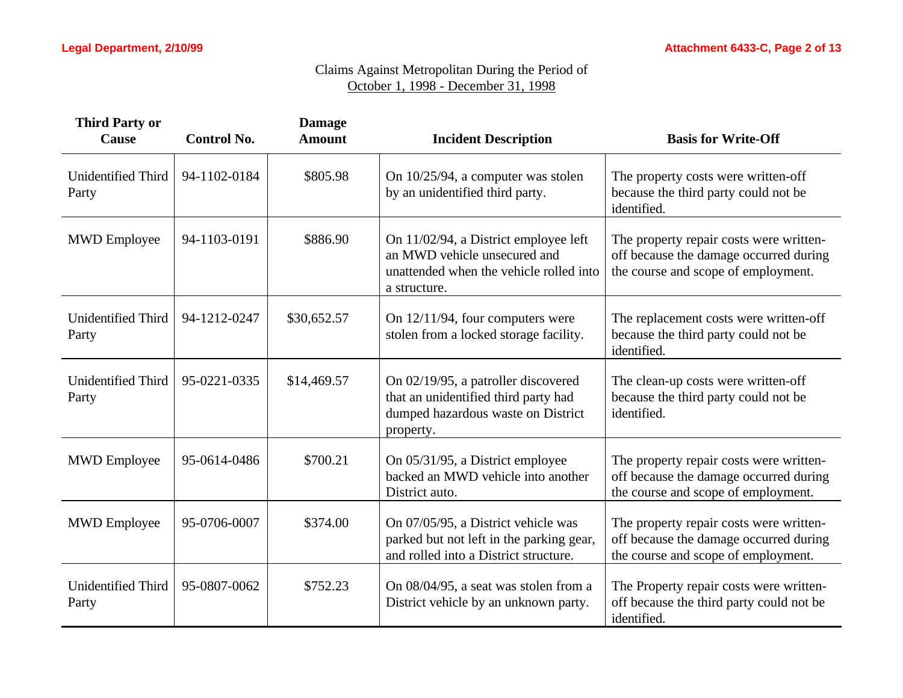Claims Against Metropolitan During the Period of
October 1, 1998 - December 31, 1998

| Third Party or Cause | Control No. | Damage Amount | Incident Description | Basis for Write-Off |
|---|---|---|---|---|
| Unidentified Third Party | 94-1102-0184 | $805.98 | On 10/25/94, a computer was stolen by an unidentified third party. | The property costs were written-off because the third party could not be identified. |
| MWD Employee | 94-1103-0191 | $886.90 | On 11/02/94, a District employee left an MWD vehicle unsecured and unattended when the vehicle rolled into a structure. | The property repair costs were written-off because the damage occurred during the course and scope of employment. |
| Unidentified Third Party | 94-1212-0247 | $30,652.57 | On 12/11/94, four computers were stolen from a locked storage facility. | The replacement costs were written-off because the third party could not be identified. |
| Unidentified Third Party | 95-0221-0335 | $14,469.57 | On 02/19/95, a patroller discovered that an unidentified third party had dumped hazardous waste on District property. | The clean-up costs were written-off because the third party could not be identified. |
| MWD Employee | 95-0614-0486 | $700.21 | On 05/31/95, a District employee backed an MWD vehicle into another District auto. | The property repair costs were written-off because the damage occurred during the course and scope of employment. |
| MWD Employee | 95-0706-0007 | $374.00 | On 07/05/95, a District vehicle was parked but not left in the parking gear, and rolled into a District structure. | The property repair costs were written-off because the damage occurred during the course and scope of employment. |
| Unidentified Third Party | 95-0807-0062 | $752.23 | On 08/04/95, a seat was stolen from a District vehicle by an unknown party. | The Property repair costs were written-off because the third party could not be identified. |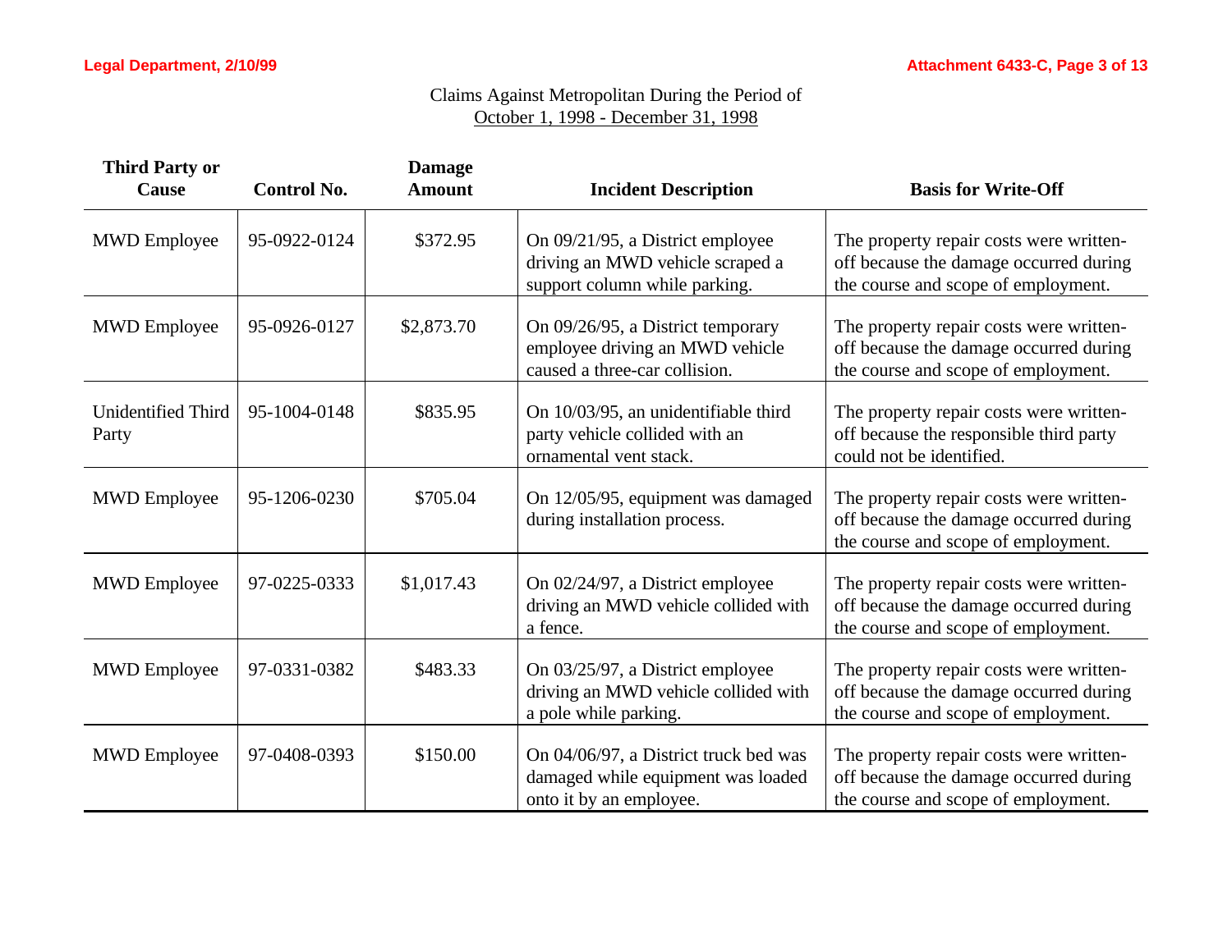Claims Against Metropolitan During the Period of
October 1, 1998 - December 31, 1998

| Third Party or Cause | Control No. | Damage Amount | Incident Description | Basis for Write-Off |
|---|---|---|---|---|
| MWD Employee | 95-0922-0124 | $372.95 | On 09/21/95, a District employee driving an MWD vehicle scraped a support column while parking. | The property repair costs were written-off because the damage occurred during the course and scope of employment. |
| MWD Employee | 95-0926-0127 | $2,873.70 | On 09/26/95, a District temporary employee driving an MWD vehicle caused a three-car collision. | The property repair costs were written-off because the damage occurred during the course and scope of employment. |
| Unidentified Third Party | 95-1004-0148 | $835.95 | On 10/03/95, an unidentifiable third party vehicle collided with an ornamental vent stack. | The property repair costs were written-off because the responsible third party could not be identified. |
| MWD Employee | 95-1206-0230 | $705.04 | On 12/05/95, equipment was damaged during installation process. | The property repair costs were written-off because the damage occurred during the course and scope of employment. |
| MWD Employee | 97-0225-0333 | $1,017.43 | On 02/24/97, a District employee driving an MWD vehicle collided with a fence. | The property repair costs were written-off because the damage occurred during the course and scope of employment. |
| MWD Employee | 97-0331-0382 | $483.33 | On 03/25/97, a District employee driving an MWD vehicle collided with a pole while parking. | The property repair costs were written-off because the damage occurred during the course and scope of employment. |
| MWD Employee | 97-0408-0393 | $150.00 | On 04/06/97, a District truck bed was damaged while equipment was loaded onto it by an employee. | The property repair costs were written-off because the damage occurred during the course and scope of employment. |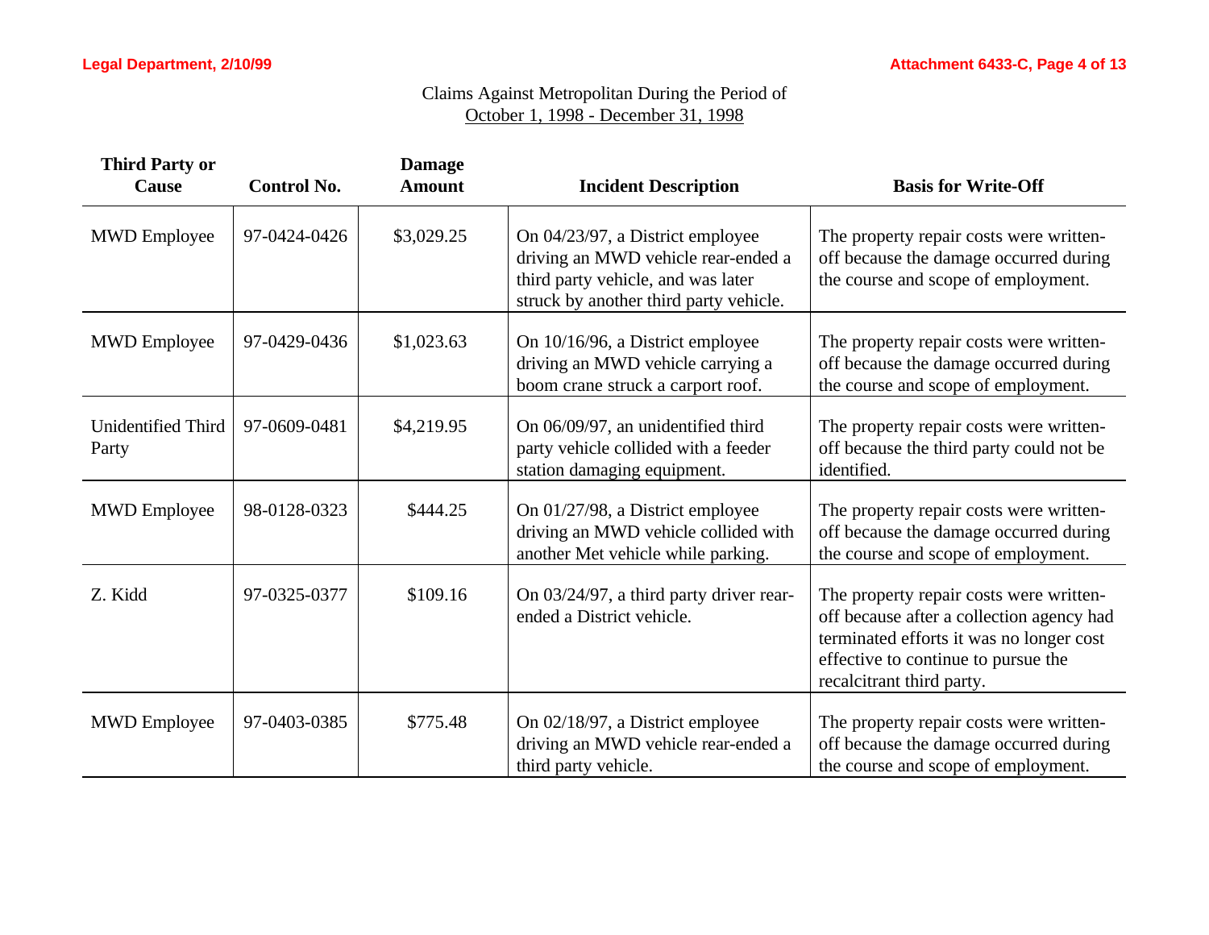Claims Against Metropolitan During the Period of
October 1, 1998 - December 31, 1998

| Third Party or Cause | Control No. | Damage Amount | Incident Description | Basis for Write-Off |
|---|---|---|---|---|
| MWD Employee | 97-0424-0426 | $3,029.25 | On 04/23/97, a District employee driving an MWD vehicle rear-ended a third party vehicle, and was later struck by another third party vehicle. | The property repair costs were written-off because the damage occurred during the course and scope of employment. |
| MWD Employee | 97-0429-0436 | $1,023.63 | On 10/16/96, a District employee driving an MWD vehicle carrying a boom crane struck a carport roof. | The property repair costs were written-off because the damage occurred during the course and scope of employment. |
| Unidentified Third Party | 97-0609-0481 | $4,219.95 | On 06/09/97, an unidentified third party vehicle collided with a feeder station damaging equipment. | The property repair costs were written-off because the third party could not be identified. |
| MWD Employee | 98-0128-0323 | $444.25 | On 01/27/98, a District employee driving an MWD vehicle collided with another Met vehicle while parking. | The property repair costs were written-off because the damage occurred during the course and scope of employment. |
| Z. Kidd | 97-0325-0377 | $109.16 | On 03/24/97, a third party driver rear-ended a District vehicle. | The property repair costs were written-off because after a collection agency had terminated efforts it was no longer cost effective to continue to pursue the recalcitrant third party. |
| MWD Employee | 97-0403-0385 | $775.48 | On 02/18/97, a District employee driving an MWD vehicle rear-ended a third party vehicle. | The property repair costs were written-off because the damage occurred during the course and scope of employment. |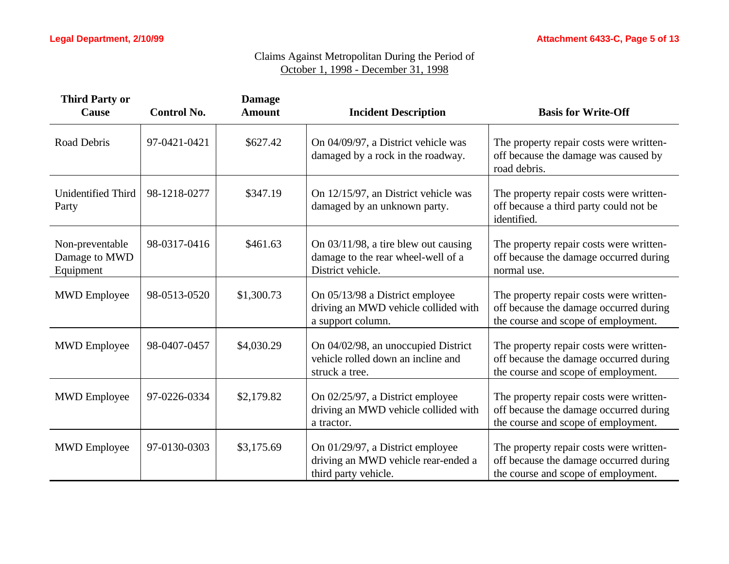Claims Against Metropolitan During the Period of
October 1, 1998 - December 31, 1998

| Third Party or Cause | Control No. | Damage Amount | Incident Description | Basis for Write-Off |
|---|---|---|---|---|
| Road Debris | 97-0421-0421 | $627.42 | On 04/09/97, a District vehicle was damaged by a rock in the roadway. | The property repair costs were written-off because the damage was caused by road debris. |
| Unidentified Third Party | 98-1218-0277 | $347.19 | On 12/15/97, an District vehicle was damaged by an unknown party. | The property repair costs were written-off because a third party could not be identified. |
| Non-preventable Damage to MWD Equipment | 98-0317-0416 | $461.63 | On 03/11/98, a tire blew out causing damage to the rear wheel-well of a District vehicle. | The property repair costs were written-off because the damage occurred during normal use. |
| MWD Employee | 98-0513-0520 | $1,300.73 | On 05/13/98 a District employee driving an MWD vehicle collided with a support column. | The property repair costs were written-off because the damage occurred during the course and scope of employment. |
| MWD Employee | 98-0407-0457 | $4,030.29 | On 04/02/98, an unoccupied District vehicle rolled down an incline and struck a tree. | The property repair costs were written-off because the damage occurred during the course and scope of employment. |
| MWD Employee | 97-0226-0334 | $2,179.82 | On 02/25/97, a District employee driving an MWD vehicle collided with a tractor. | The property repair costs were written-off because the damage occurred during the course and scope of employment. |
| MWD Employee | 97-0130-0303 | $3,175.69 | On 01/29/97, a District employee driving an MWD vehicle rear-ended a third party vehicle. | The property repair costs were written-off because the damage occurred during the course and scope of employment. |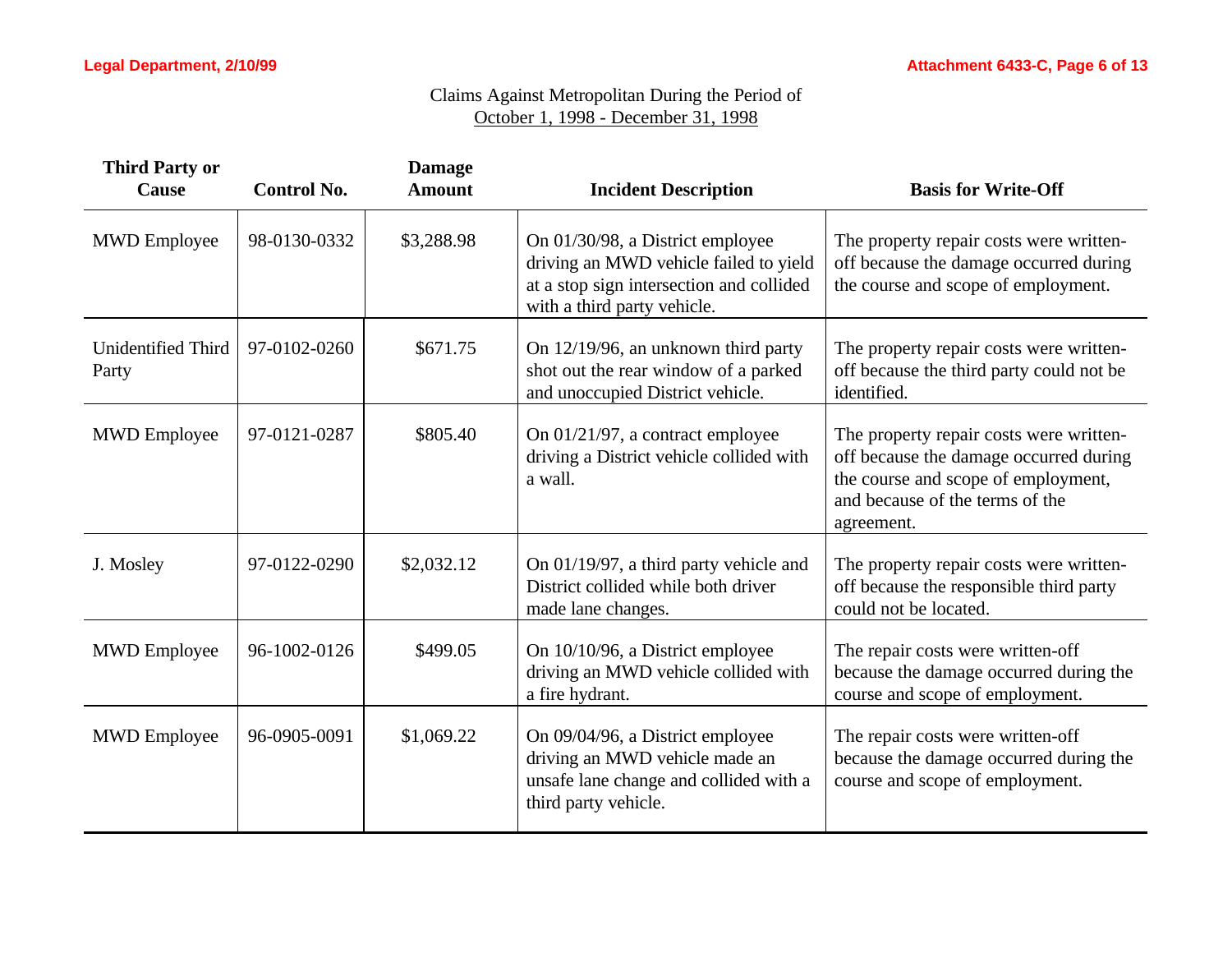Claims Against Metropolitan During the Period of
October 1, 1998 - December 31, 1998

| Third Party or Cause | Control No. | Damage Amount | Incident Description | Basis for Write-Off |
|---|---|---|---|---|
| MWD Employee | 98-0130-0332 | $3,288.98 | On 01/30/98, a District employee driving an MWD vehicle failed to yield at a stop sign intersection and collided with a third party vehicle. | The property repair costs were written-off because the damage occurred during the course and scope of employment. |
| Unidentified Third Party | 97-0102-0260 | $671.75 | On 12/19/96, an unknown third party shot out the rear window of a parked and unoccupied District vehicle. | The property repair costs were written-off because the third party could not be identified. |
| MWD Employee | 97-0121-0287 | $805.40 | On 01/21/97, a contract employee driving a District vehicle collided with a wall. | The property repair costs were written-off because the damage occurred during the course and scope of employment, and because of the terms of the agreement. |
| J. Mosley | 97-0122-0290 | $2,032.12 | On 01/19/97, a third party vehicle and District collided while both driver made lane changes. | The property repair costs were written-off because the responsible third party could not be located. |
| MWD Employee | 96-1002-0126 | $499.05 | On 10/10/96, a District employee driving an MWD vehicle collided with a fire hydrant. | The repair costs were written-off because the damage occurred during the course and scope of employment. |
| MWD Employee | 96-0905-0091 | $1,069.22 | On 09/04/96, a District employee driving an MWD vehicle made an unsafe lane change and collided with a third party vehicle. | The repair costs were written-off because the damage occurred during the course and scope of employment. |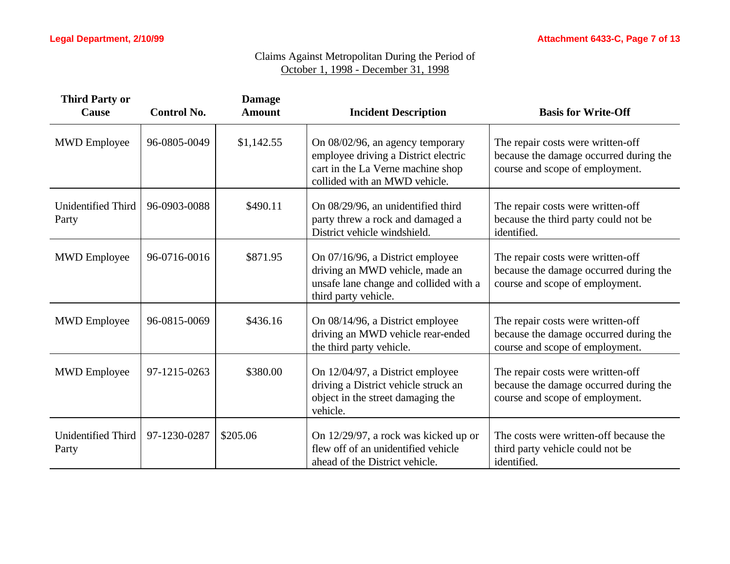Claims Against Metropolitan During the Period of
October 1, 1998 - December 31, 1998

| Third Party or Cause | Control No. | Damage Amount | Incident Description | Basis for Write-Off |
|---|---|---|---|---|
| MWD Employee | 96-0805-0049 | $1,142.55 | On 08/02/96, an agency temporary employee driving a District electric cart in the La Verne machine shop collided with an MWD vehicle. | The repair costs were written-off because the damage occurred during the course and scope of employment. |
| Unidentified Third Party | 96-0903-0088 | $490.11 | On 08/29/96, an unidentified third party threw a rock and damaged a District vehicle windshield. | The repair costs were written-off because the third party could not be identified. |
| MWD Employee | 96-0716-0016 | $871.95 | On 07/16/96, a District employee driving an MWD vehicle, made an unsafe lane change and collided with a third party vehicle. | The repair costs were written-off because the damage occurred during the course and scope of employment. |
| MWD Employee | 96-0815-0069 | $436.16 | On 08/14/96, a District employee driving an MWD vehicle rear-ended the third party vehicle. | The repair costs were written-off because the damage occurred during the course and scope of employment. |
| MWD Employee | 97-1215-0263 | $380.00 | On 12/04/97, a District employee driving a District vehicle struck an object in the street damaging the vehicle. | The repair costs were written-off because the damage occurred during the course and scope of employment. |
| Unidentified Third Party | 97-1230-0287 | $205.06 | On 12/29/97, a rock was kicked up or flew off of an unidentified vehicle ahead of the District vehicle. | The costs were written-off because the third party vehicle could not be identified. |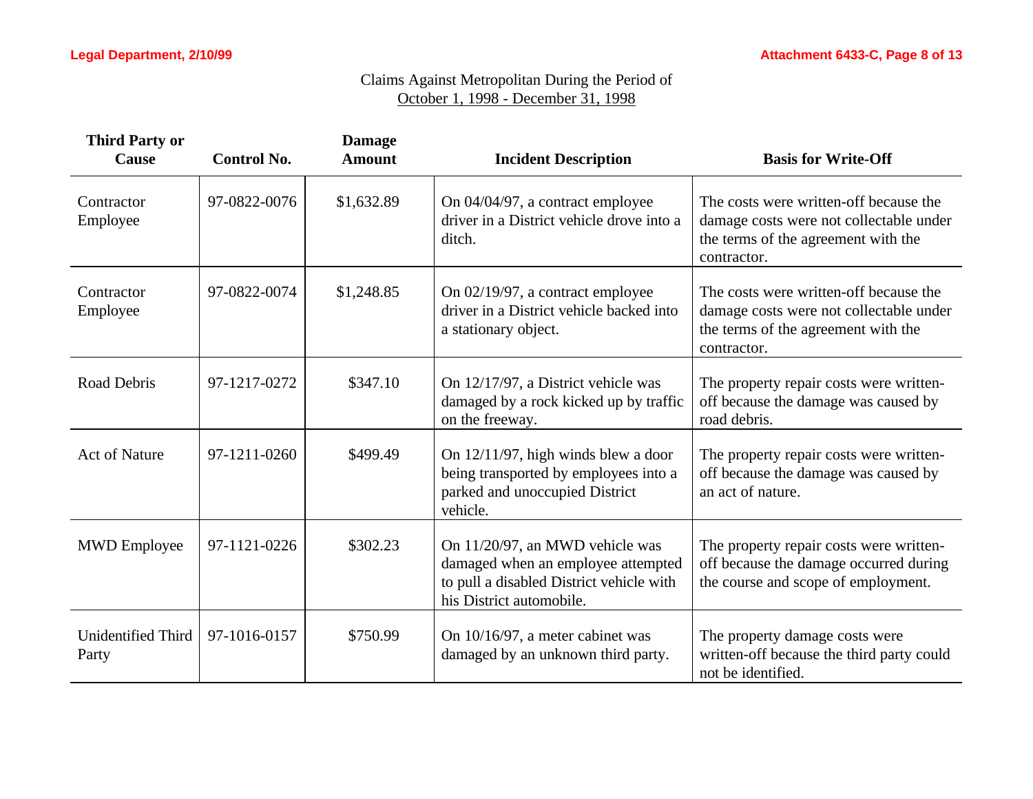Claims Against Metropolitan During the Period of
October 1, 1998 - December 31, 1998

| Third Party or Cause | Control No. | Damage Amount | Incident Description | Basis for Write-Off |
|---|---|---|---|---|
| Contractor Employee | 97-0822-0076 | $1,632.89 | On 04/04/97, a contract employee driver in a District vehicle drove into a ditch. | The costs were written-off because the damage costs were not collectable under the terms of the agreement with the contractor. |
| Contractor Employee | 97-0822-0074 | $1,248.85 | On 02/19/97, a contract employee driver in a District vehicle backed into a stationary object. | The costs were written-off because the damage costs were not collectable under the terms of the agreement with the contractor. |
| Road Debris | 97-1217-0272 | $347.10 | On 12/17/97, a District vehicle was damaged by a rock kicked up by traffic on the freeway. | The property repair costs were written-off because the damage was caused by road debris. |
| Act of Nature | 97-1211-0260 | $499.49 | On 12/11/97, high winds blew a door being transported by employees into a parked and unoccupied District vehicle. | The property repair costs were written-off because the damage was caused by an act of nature. |
| MWD Employee | 97-1121-0226 | $302.23 | On 11/20/97, an MWD vehicle was damaged when an employee attempted to pull a disabled District vehicle with his District automobile. | The property repair costs were written-off because the damage occurred during the course and scope of employment. |
| Unidentified Third Party | 97-1016-0157 | $750.99 | On 10/16/97, a meter cabinet was damaged by an unknown third party. | The property damage costs were written-off because the third party could not be identified. |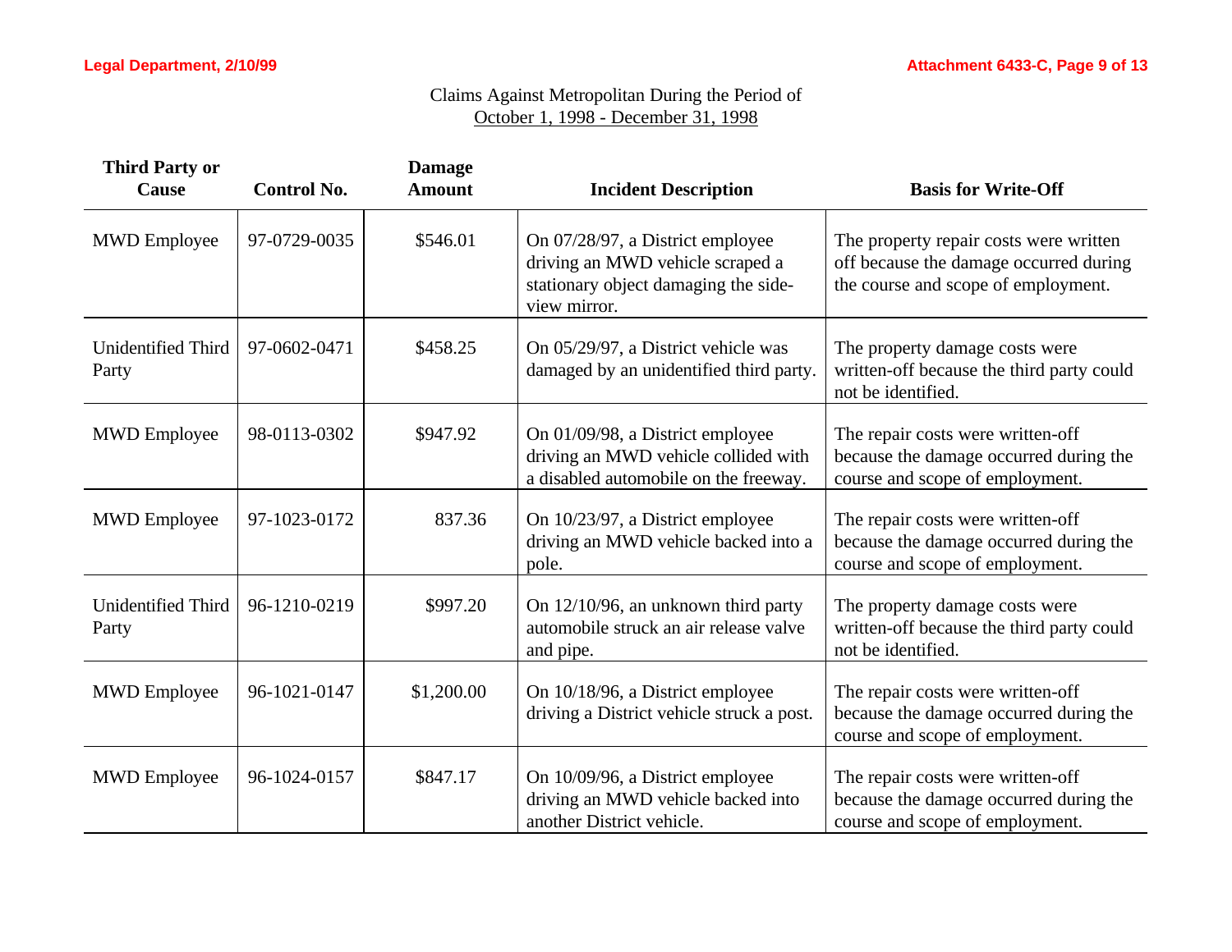Claims Against Metropolitan During the Period of
October 1, 1998 - December 31, 1998

| Third Party or Cause | Control No. | Damage Amount | Incident Description | Basis for Write-Off |
|---|---|---|---|---|
| MWD Employee | 97-0729-0035 | $546.01 | On 07/28/97, a District employee driving an MWD vehicle scraped a stationary object damaging the side-view mirror. | The property repair costs were written off because the damage occurred during the course and scope of employment. |
| Unidentified Third Party | 97-0602-0471 | $458.25 | On 05/29/97, a District vehicle was damaged by an unidentified third party. | The property damage costs were written-off because the third party could not be identified. |
| MWD Employee | 98-0113-0302 | $947.92 | On 01/09/98, a District employee driving an MWD vehicle collided with a disabled automobile on the freeway. | The repair costs were written-off because the damage occurred during the course and scope of employment. |
| MWD Employee | 97-1023-0172 | 837.36 | On 10/23/97, a District employee driving an MWD vehicle backed into a pole. | The repair costs were written-off because the damage occurred during the course and scope of employment. |
| Unidentified Third Party | 96-1210-0219 | $997.20 | On 12/10/96, an unknown third party automobile struck an air release valve and pipe. | The property damage costs were written-off because the third party could not be identified. |
| MWD Employee | 96-1021-0147 | $1,200.00 | On 10/18/96, a District employee driving a District vehicle struck a post. | The repair costs were written-off because the damage occurred during the course and scope of employment. |
| MWD Employee | 96-1024-0157 | $847.17 | On 10/09/96, a District employee driving an MWD vehicle backed into another District vehicle. | The repair costs were written-off because the damage occurred during the course and scope of employment. |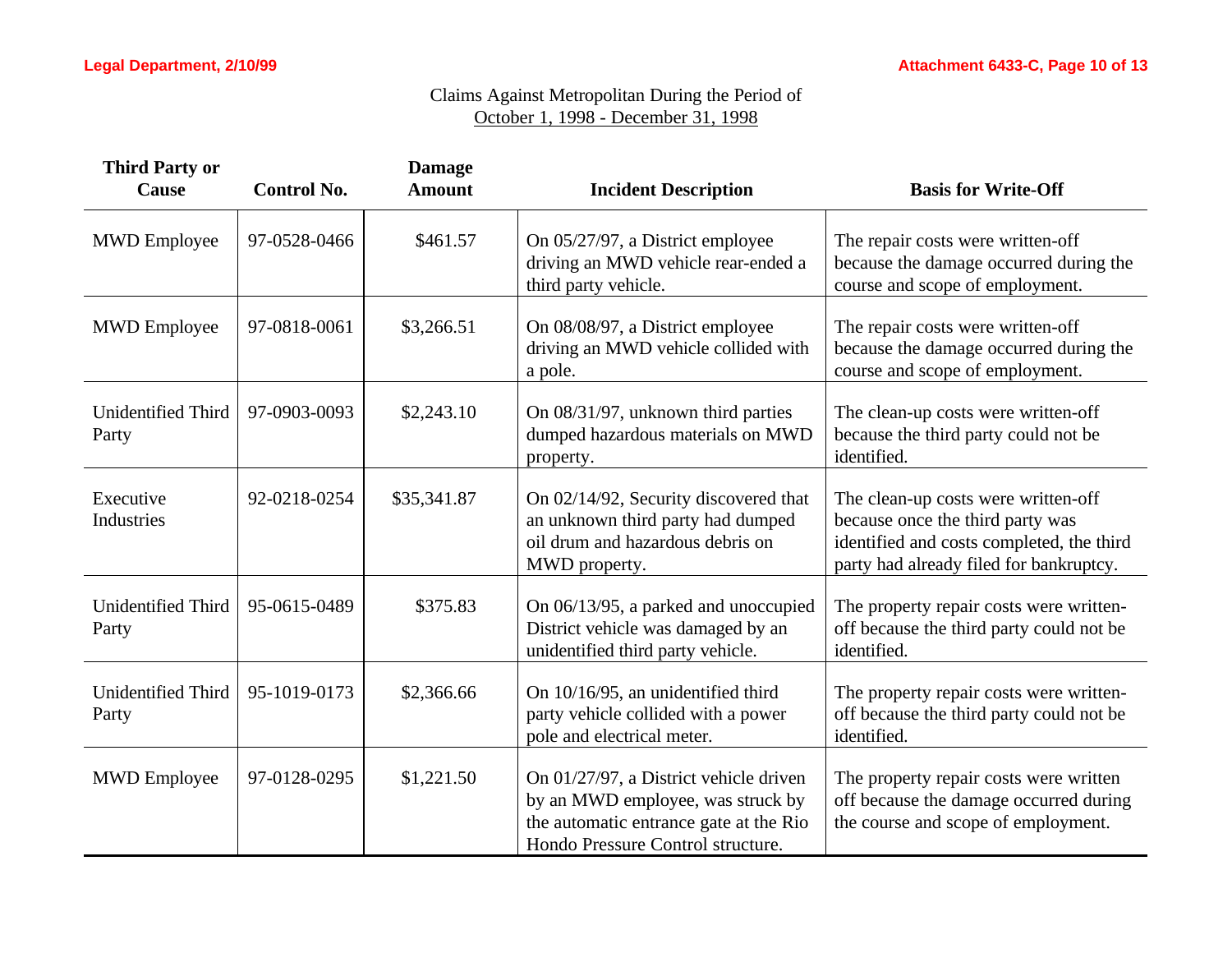Claims Against Metropolitan During the Period of
October 1, 1998 - December 31, 1998

| Third Party or Cause | Control No. | Damage Amount | Incident Description | Basis for Write-Off |
|---|---|---|---|---|
| MWD Employee | 97-0528-0466 | $461.57 | On 05/27/97, a District employee driving an MWD vehicle rear-ended a third party vehicle. | The repair costs were written-off because the damage occurred during the course and scope of employment. |
| MWD Employee | 97-0818-0061 | $3,266.51 | On 08/08/97, a District employee driving an MWD vehicle collided with a pole. | The repair costs were written-off because the damage occurred during the course and scope of employment. |
| Unidentified Third Party | 97-0903-0093 | $2,243.10 | On 08/31/97, unknown third parties dumped hazardous materials on MWD property. | The clean-up costs were written-off because the third party could not be identified. |
| Executive Industries | 92-0218-0254 | $35,341.87 | On 02/14/92, Security discovered that an unknown third party had dumped oil drum and hazardous debris on MWD property. | The clean-up costs were written-off because once the third party was identified and costs completed, the third party had already filed for bankruptcy. |
| Unidentified Third Party | 95-0615-0489 | $375.83 | On 06/13/95, a parked and unoccupied District vehicle was damaged by an unidentified third party vehicle. | The property repair costs were written-off because the third party could not be identified. |
| Unidentified Third Party | 95-1019-0173 | $2,366.66 | On 10/16/95, an unidentified third party vehicle collided with a power pole and electrical meter. | The property repair costs were written-off because the third party could not be identified. |
| MWD Employee | 97-0128-0295 | $1,221.50 | On 01/27/97, a District vehicle driven by an MWD employee, was struck by the automatic entrance gate at the Rio Hondo Pressure Control structure. | The property repair costs were written off because the damage occurred during the course and scope of employment. |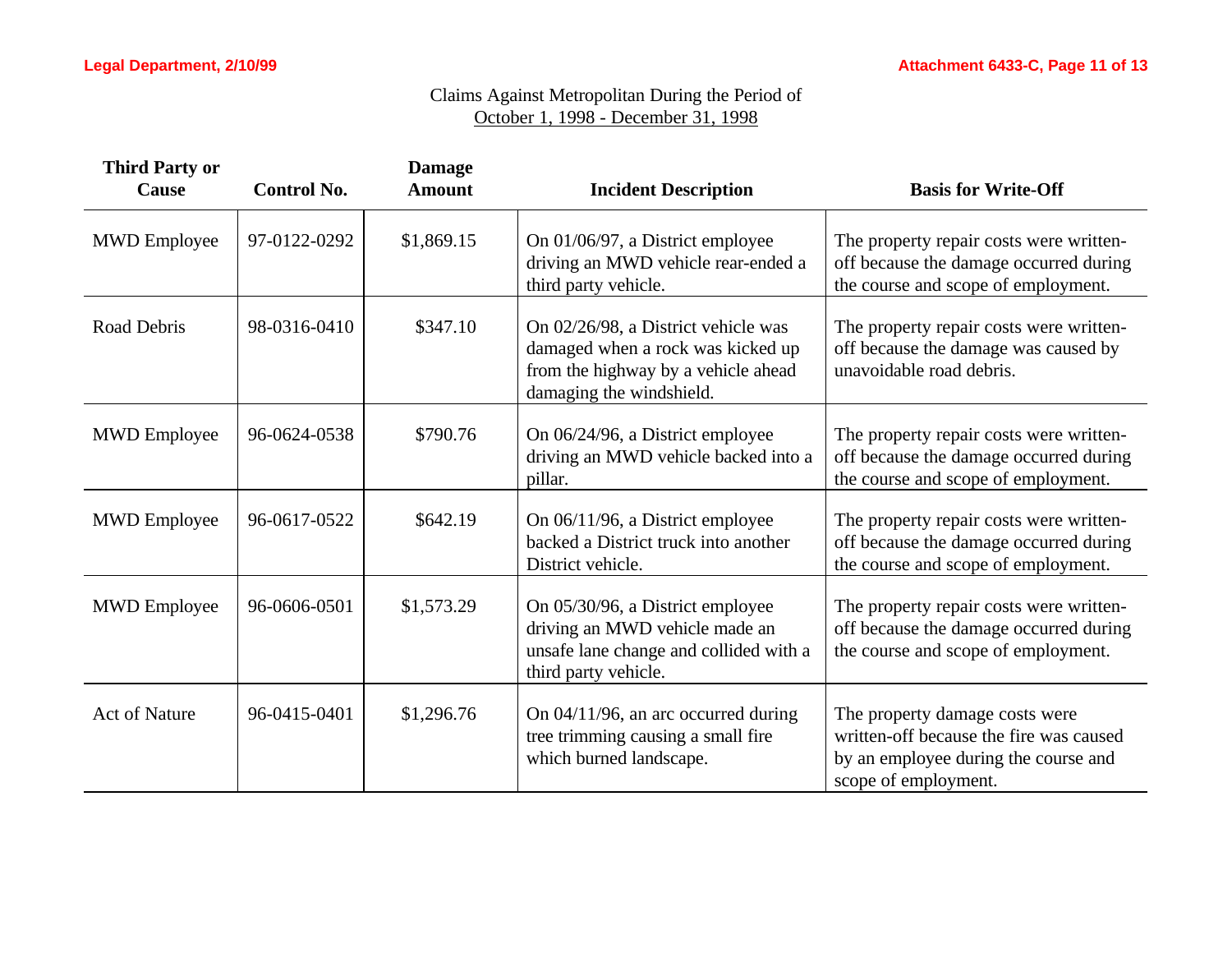Claims Against Metropolitan During the Period of
October 1, 1998 - December 31, 1998

| Third Party or Cause | Control No. | Damage Amount | Incident Description | Basis for Write-Off |
|---|---|---|---|---|
| MWD Employee | 97-0122-0292 | $1,869.15 | On 01/06/97, a District employee driving an MWD vehicle rear-ended a third party vehicle. | The property repair costs were written-off because the damage occurred during the course and scope of employment. |
| Road Debris | 98-0316-0410 | $347.10 | On 02/26/98, a District vehicle was damaged when a rock was kicked up from the highway by a vehicle ahead damaging the windshield. | The property repair costs were written-off because the damage was caused by unavoidable road debris. |
| MWD Employee | 96-0624-0538 | $790.76 | On 06/24/96, a District employee driving an MWD vehicle backed into a pillar. | The property repair costs were written-off because the damage occurred during the course and scope of employment. |
| MWD Employee | 96-0617-0522 | $642.19 | On 06/11/96, a District employee backed a District truck into another District vehicle. | The property repair costs were written-off because the damage occurred during the course and scope of employment. |
| MWD Employee | 96-0606-0501 | $1,573.29 | On 05/30/96, a District employee driving an MWD vehicle made an unsafe lane change and collided with a third party vehicle. | The property repair costs were written-off because the damage occurred during the course and scope of employment. |
| Act of Nature | 96-0415-0401 | $1,296.76 | On 04/11/96, an arc occurred during tree trimming causing a small fire which burned landscape. | The property damage costs were written-off because the fire was caused by an employee during the course and scope of employment. |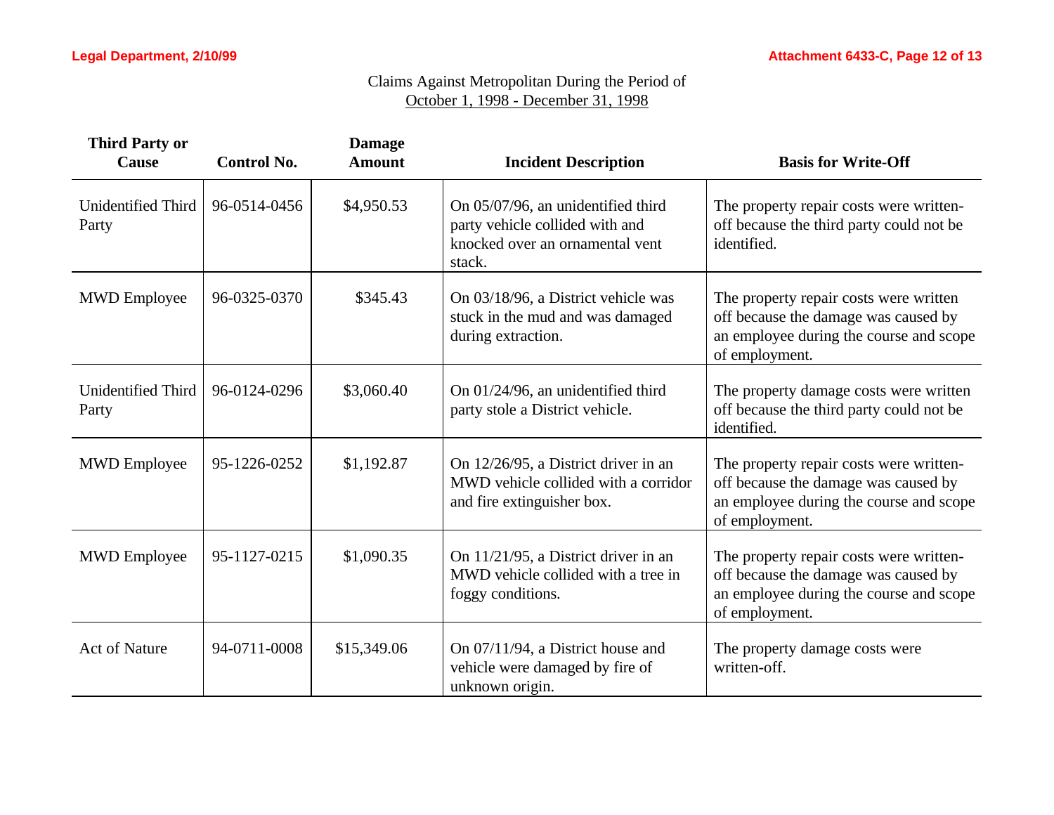Claims Against Metropolitan During the Period of
October 1, 1998 - December 31, 1998

| Third Party or Cause | Control No. | Damage Amount | Incident Description | Basis for Write-Off |
|---|---|---|---|---|
| Unidentified Third Party | 96-0514-0456 | $4,950.53 | On 05/07/96, an unidentified third party vehicle collided with and knocked over an ornamental vent stack. | The property repair costs were written-off because the third party could not be identified. |
| MWD Employee | 96-0325-0370 | $345.43 | On 03/18/96, a District vehicle was stuck in the mud and was damaged during extraction. | The property repair costs were written off because the damage was caused by an employee during the course and scope of employment. |
| Unidentified Third Party | 96-0124-0296 | $3,060.40 | On 01/24/96, an unidentified third party stole a District vehicle. | The property damage costs were written off because the third party could not be identified. |
| MWD Employee | 95-1226-0252 | $1,192.87 | On 12/26/95, a District driver in an MWD vehicle collided with a corridor and fire extinguisher box. | The property repair costs were written-off because the damage was caused by an employee during the course and scope of employment. |
| MWD Employee | 95-1127-0215 | $1,090.35 | On 11/21/95, a District driver in an MWD vehicle collided with a tree in foggy conditions. | The property repair costs were written-off because the damage was caused by an employee during the course and scope of employment. |
| Act of Nature | 94-0711-0008 | $15,349.06 | On 07/11/94, a District house and vehicle were damaged by fire of unknown origin. | The property damage costs were written-off. |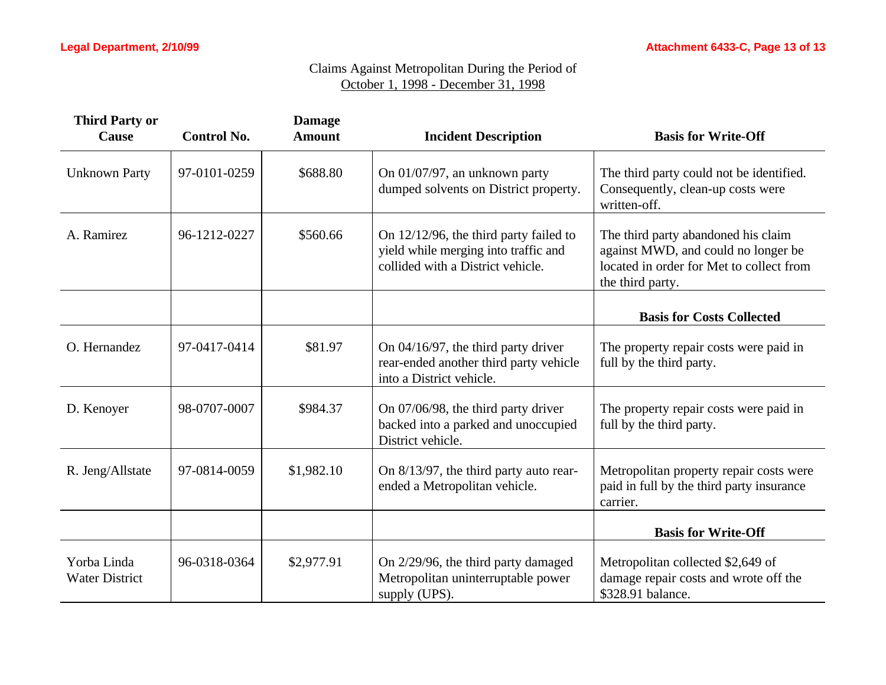Claims Against Metropolitan During the Period of
October 1, 1998 - December 31, 1998

| Third Party or Cause | Control No. | Damage Amount | Incident Description | Basis for Write-Off |
|---|---|---|---|---|
| Unknown Party | 97-0101-0259 | $688.80 | On 01/07/97, an unknown party dumped solvents on District property. | The third party could not be identified. Consequently, clean-up costs were written-off. |
| A. Ramirez | 96-1212-0227 | $560.66 | On 12/12/96, the third party failed to yield while merging into traffic and collided with a District vehicle. | The third party abandoned his claim against MWD, and could no longer be located in order for Met to collect from the third party. |
| | | | | **Basis for Costs Collected** |
| O. Hernandez | 97-0417-0414 | $81.97 | On 04/16/97, the third party driver rear-ended another third party vehicle into a District vehicle. | The property repair costs were paid in full by the third party. |
| D. Kenoyer | 98-0707-0007 | $984.37 | On 07/06/98, the third party driver backed into a parked and unoccupied District vehicle. | The property repair costs were paid in full by the third party. |
| R. Jeng/Allstate | 97-0814-0059 | $1,982.10 | On 8/13/97, the third party auto rear-ended a Metropolitan vehicle. | Metropolitan property repair costs were paid in full by the third party insurance carrier. |
| | | | | **Basis for Write-Off** |
| Yorba Linda Water District | 96-0318-0364 | $2,977.91 | On 2/29/96, the third party damaged Metropolitan uninterruptable power supply (UPS). | Metropolitan collected $2,649 of damage repair costs and wrote off the $328.91 balance. |